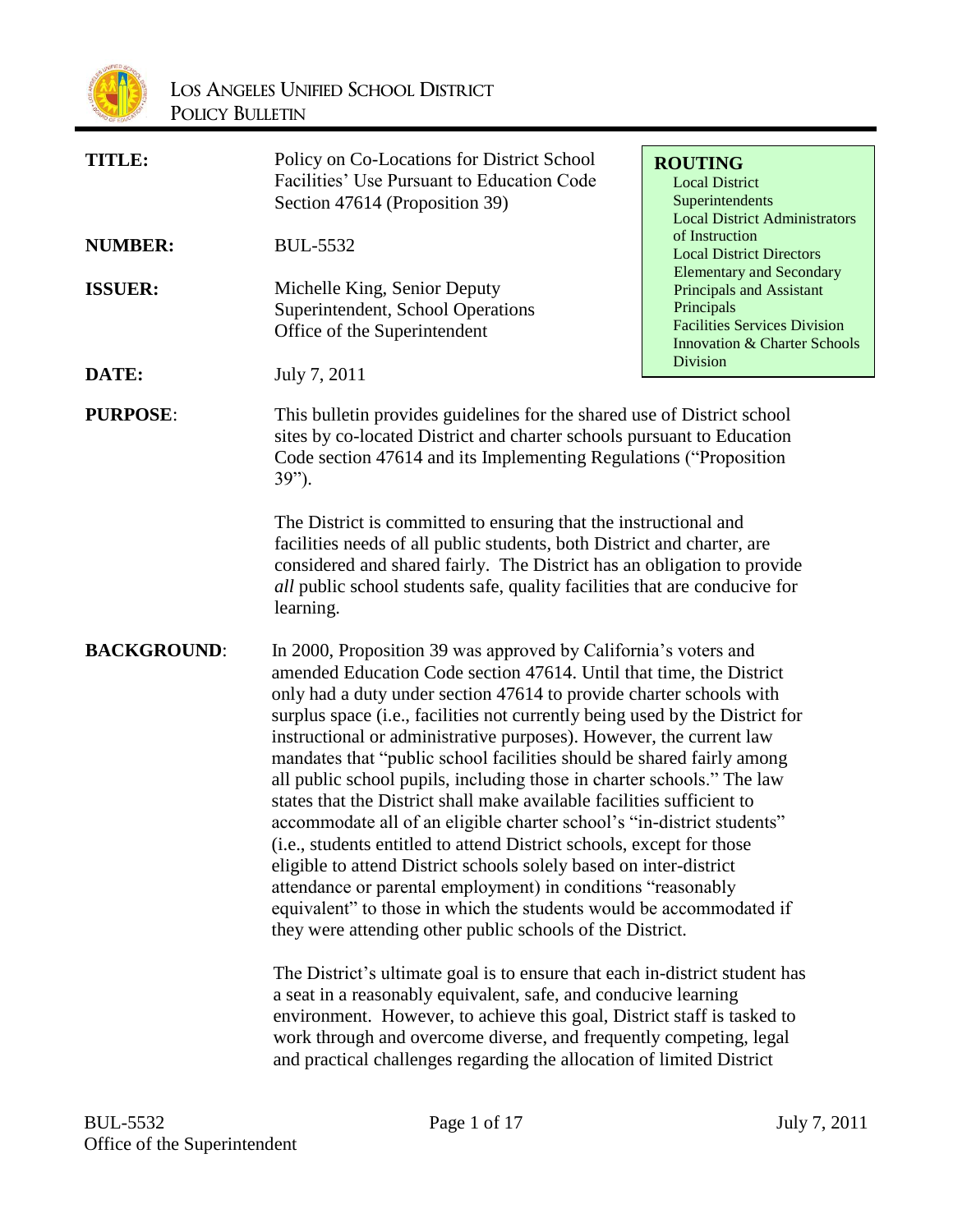# LOS ANGELES UNIFIED SCHOOL DISTRICT
## POLICY BULLETIN

**TITLE:** Policy on Co-Locations for District School Facilities' Use Pursuant to Education Code Section 47614 (Proposition 39)

**NUMBER:** BUL-5532

**ISSUER:** Michelle King, Senior Deputy Superintendent, School Operations
Office of the Superintendent

**DATE:** July 7, 2011

**ROUTING**
Local District Superintendents
Local District Administrators of Instruction
Local District Directors
Elementary and Secondary Principals and Assistant Principals
Facilities Services Division
Innovation & Charter Schools Division

**PURPOSE:** This bulletin provides guidelines for the shared use of District school sites by co-located District and charter schools pursuant to Education Code section 47614 and its Implementing Regulations ("Proposition 39").

The District is committed to ensuring that the instructional and facilities needs of all public students, both District and charter, are considered and shared fairly. The District has an obligation to provide *all* public school students safe, quality facilities that are conducive for learning.

**BACKGROUND:** In 2000, Proposition 39 was approved by California's voters and amended Education Code section 47614. Until that time, the District only had a duty under section 47614 to provide charter schools with surplus space (i.e., facilities not currently being used by the District for instructional or administrative purposes). However, the current law mandates that "public school facilities should be shared fairly among all public school pupils, including those in charter schools." The law states that the District shall make available facilities sufficient to accommodate all of an eligible charter school's "in-district students" (i.e., students entitled to attend District schools, except for those eligible to attend District schools solely based on inter-district attendance or parental employment) in conditions "reasonably equivalent" to those in which the students would be accommodated if they were attending other public schools of the District.

The District's ultimate goal is to ensure that each in-district student has a seat in a reasonably equivalent, safe, and conducive learning environment. However, to achieve this goal, District staff is tasked to work through and overcome diverse, and frequently competing, legal and practical challenges regarding the allocation of limited District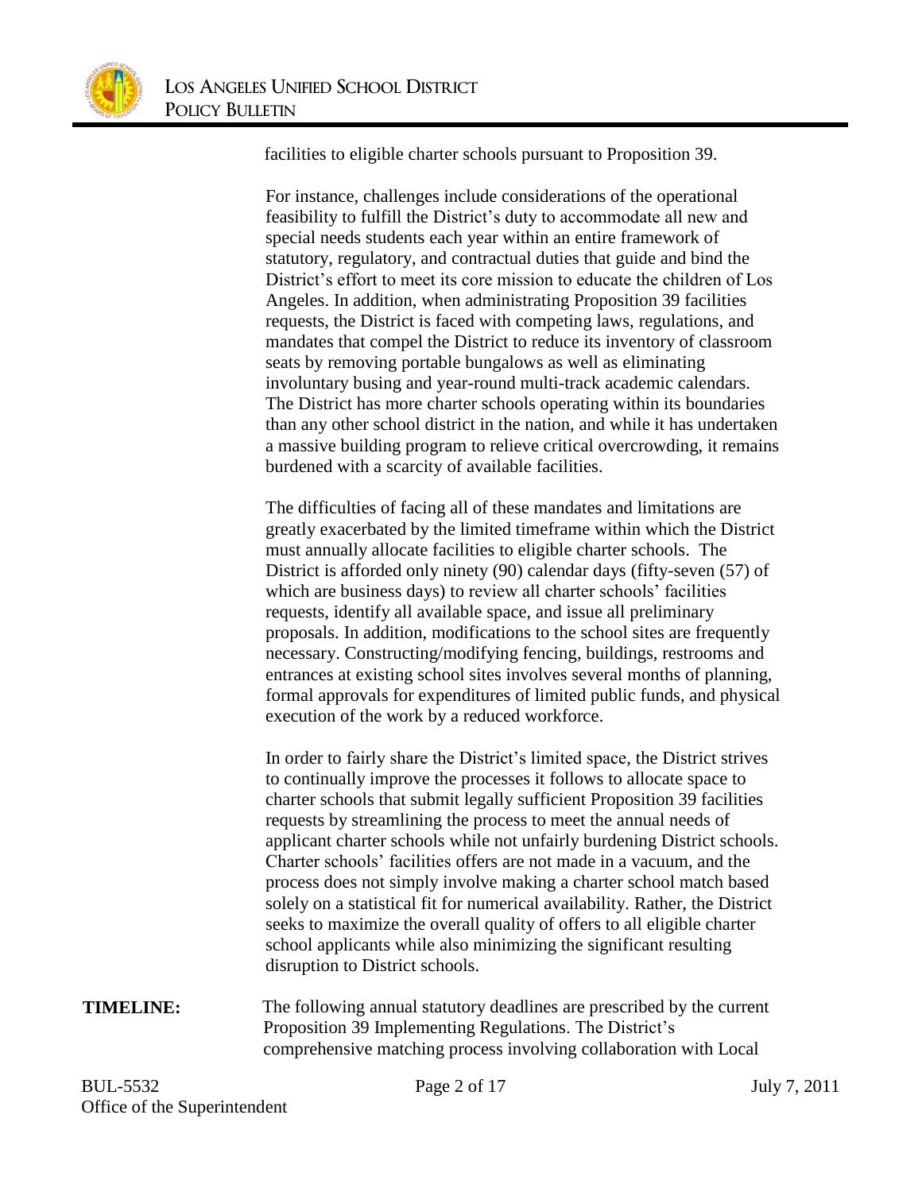facilities to eligible charter schools pursuant to Proposition 39.

For instance, challenges include considerations of the operational feasibility to fulfill the District's duty to accommodate all new and special needs students each year within an entire framework of statutory, regulatory, and contractual duties that guide and bind the District's effort to meet its core mission to educate the children of Los Angeles. In addition, when administrating Proposition 39 facilities requests, the District is faced with competing laws, regulations, and mandates that compel the District to reduce its inventory of classroom seats by removing portable bungalows as well as eliminating involuntary busing and year-round multi-track academic calendars. The District has more charter schools operating within its boundaries than any other school district in the nation, and while it has undertaken a massive building program to relieve critical overcrowding, it remains burdened with a scarcity of available facilities.

The difficulties of facing all of these mandates and limitations are greatly exacerbated by the limited timeframe within which the District must annually allocate facilities to eligible charter schools. The District is afforded only ninety (90) calendar days (fifty-seven (57) of which are business days) to review all charter schools' facilities requests, identify all available space, and issue all preliminary proposals. In addition, modifications to the school sites are frequently necessary. Constructing/modifying fencing, buildings, restrooms and entrances at existing school sites involves several months of planning, formal approvals for expenditures of limited public funds, and physical execution of the work by a reduced workforce.

In order to fairly share the District's limited space, the District strives to continually improve the processes it follows to allocate space to charter schools that submit legally sufficient Proposition 39 facilities requests by streamlining the process to meet the annual needs of applicant charter schools while not unfairly burdening District schools. Charter schools' facilities offers are not made in a vacuum, and the process does not simply involve making a charter school match based solely on a statistical fit for numerical availability. Rather, the District seeks to maximize the overall quality of offers to all eligible charter school applicants while also minimizing the significant resulting disruption to District schools.

**TIMELINE:** The following annual statutory deadlines are prescribed by the current Proposition 39 Implementing Regulations. The District's comprehensive matching process involving collaboration with Local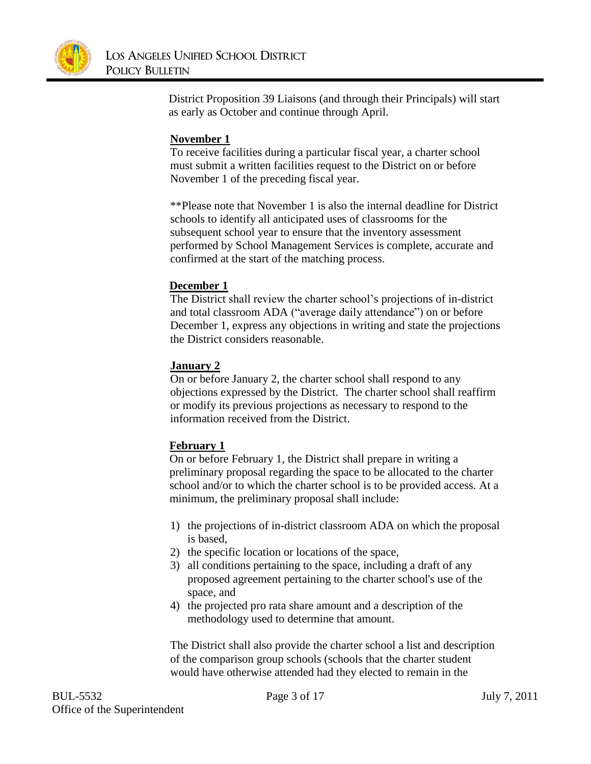District Proposition 39 Liaisons (and through their Principals) will start as early as October and continue through April.

**November 1**

To receive facilities during a particular fiscal year, a charter school must submit a written facilities request to the District on or before November 1 of the preceding fiscal year.

**Please note that November 1 is also the internal deadline for District schools to identify all anticipated uses of classrooms for the subsequent school year to ensure that the inventory assessment performed by School Management Services is complete, accurate and confirmed at the start of the matching process.

**December 1**

The District shall review the charter school's projections of in-district and total classroom ADA ("average daily attendance") on or before December 1, express any objections in writing and state the projections the District considers reasonable.

**January 2**

On or before January 2, the charter school shall respond to any objections expressed by the District. The charter school shall reaffirm or modify its previous projections as necessary to respond to the information received from the District.

**February 1**

On or before February 1, the District shall prepare in writing a preliminary proposal regarding the space to be allocated to the charter school and/or to which the charter school is to be provided access. At a minimum, the preliminary proposal shall include:

1) the projections of in-district classroom ADA on which the proposal is based,
2) the specific location or locations of the space,
3) all conditions pertaining to the space, including a draft of any proposed agreement pertaining to the charter school's use of the space, and
4) the projected pro rata share amount and a description of the methodology used to determine that amount.

The District shall also provide the charter school a list and description of the comparison group schools (schools that the charter student would have otherwise attended had they elected to remain in the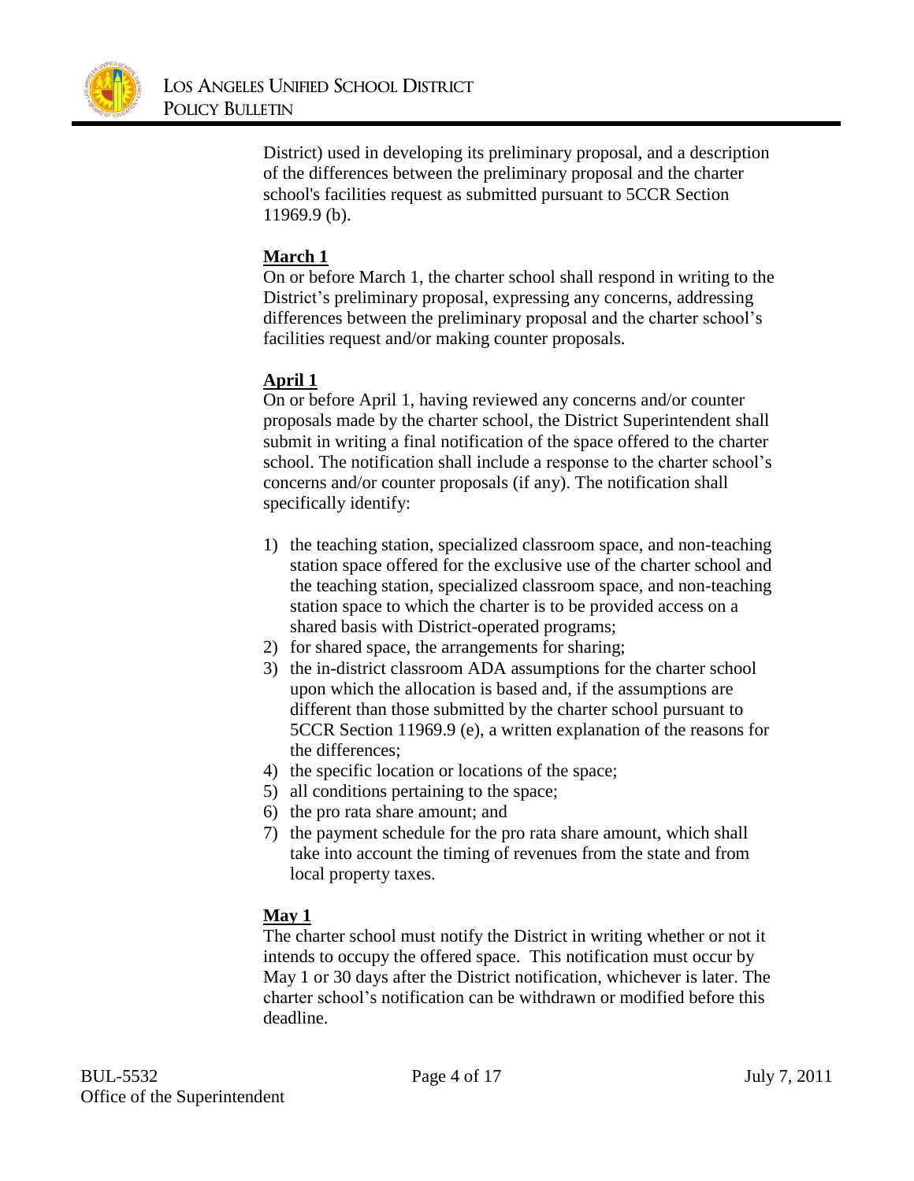District) used in developing its preliminary proposal, and a description of the differences between the preliminary proposal and the charter school's facilities request as submitted pursuant to 5CCR Section 11969.9 (b).

**March 1**

On or before March 1, the charter school shall respond in writing to the District's preliminary proposal, expressing any concerns, addressing differences between the preliminary proposal and the charter school's facilities request and/or making counter proposals.

**April 1**

On or before April 1, having reviewed any concerns and/or counter proposals made by the charter school, the District Superintendent shall submit in writing a final notification of the space offered to the charter school. The notification shall include a response to the charter school's concerns and/or counter proposals (if any). The notification shall specifically identify:

1) the teaching station, specialized classroom space, and non-teaching station space offered for the exclusive use of the charter school and the teaching station, specialized classroom space, and non-teaching station space to which the charter is to be provided access on a shared basis with District-operated programs;
2) for shared space, the arrangements for sharing;
3) the in-district classroom ADA assumptions for the charter school upon which the allocation is based and, if the assumptions are different than those submitted by the charter school pursuant to 5CCR Section 11969.9 (e), a written explanation of the reasons for the differences;
4) the specific location or locations of the space;
5) all conditions pertaining to the space;
6) the pro rata share amount; and
7) the payment schedule for the pro rata share amount, which shall take into account the timing of revenues from the state and from local property taxes.

**May 1**

The charter school must notify the District in writing whether or not it intends to occupy the offered space. This notification must occur by May 1 or 30 days after the District notification, whichever is later. The charter school's notification can be withdrawn or modified before this deadline.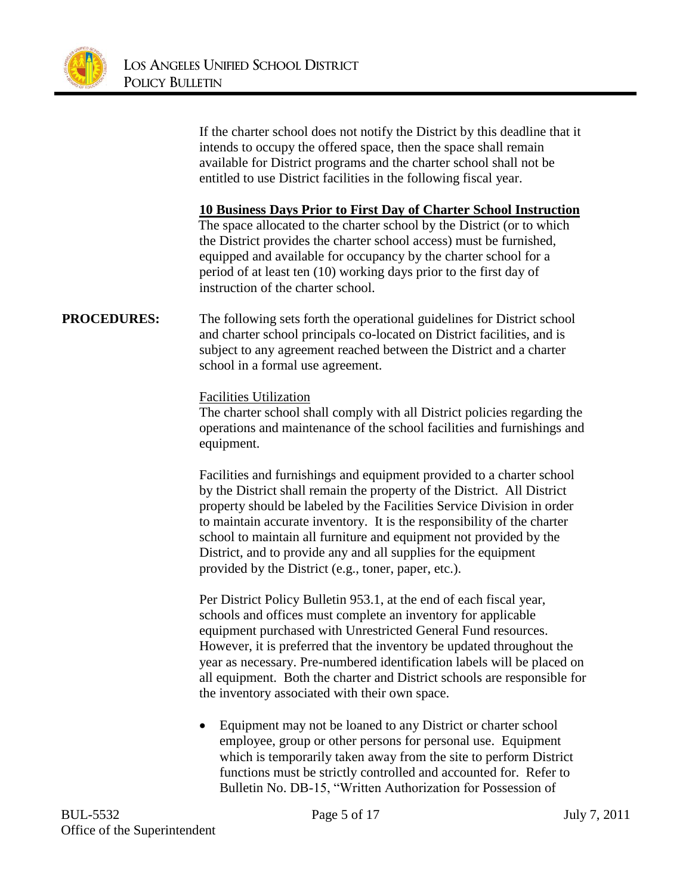If the charter school does not notify the District by this deadline that it intends to occupy the offered space, then the space shall remain available for District programs and the charter school shall not be entitled to use District facilities in the following fiscal year.

**10 Business Days Prior to First Day of Charter School Instruction**

The space allocated to the charter school by the District (or to which the District provides the charter school access) must be furnished, equipped and available for occupancy by the charter school for a period of at least ten (10) working days prior to the first day of instruction of the charter school.

**PROCEDURES:** The following sets forth the operational guidelines for District school and charter school principals co-located on District facilities, and is subject to any agreement reached between the District and a charter school in a formal use agreement.

Facilities Utilization

The charter school shall comply with all District policies regarding the operations and maintenance of the school facilities and furnishings and equipment.

Facilities and furnishings and equipment provided to a charter school by the District shall remain the property of the District. All District property should be labeled by the Facilities Service Division in order to maintain accurate inventory. It is the responsibility of the charter school to maintain all furniture and equipment not provided by the District, and to provide any and all supplies for the equipment provided by the District (e.g., toner, paper, etc.).

Per District Policy Bulletin 953.1, at the end of each fiscal year, schools and offices must complete an inventory for applicable equipment purchased with Unrestricted General Fund resources. However, it is preferred that the inventory be updated throughout the year as necessary. Pre-numbered identification labels will be placed on all equipment. Both the charter and District schools are responsible for the inventory associated with their own space.

- Equipment may not be loaned to any District or charter school employee, group or other persons for personal use. Equipment which is temporarily taken away from the site to perform District functions must be strictly controlled and accounted for. Refer to Bulletin No. DB-15, "Written Authorization for Possession of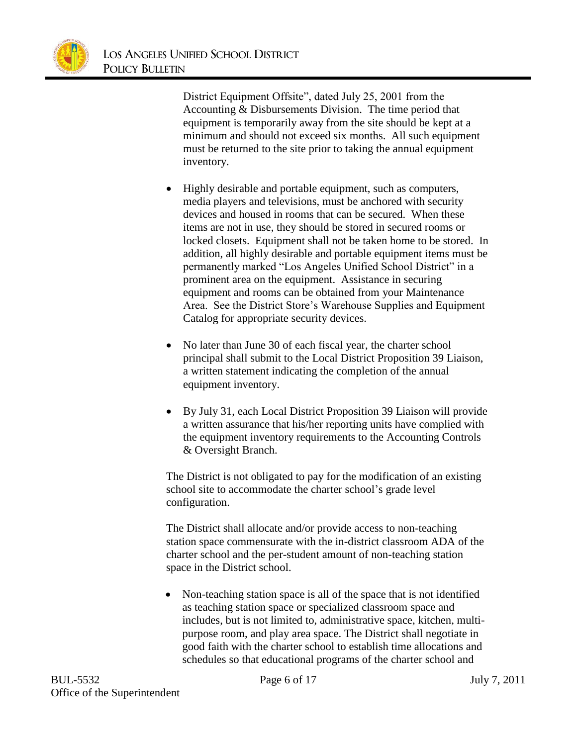District Equipment Offsite", dated July 25, 2001 from the Accounting & Disbursements Division. The time period that equipment is temporarily away from the site should be kept at a minimum and should not exceed six months. All such equipment must be returned to the site prior to taking the annual equipment inventory.

- Highly desirable and portable equipment, such as computers, media players and televisions, must be anchored with security devices and housed in rooms that can be secured. When these items are not in use, they should be stored in secured rooms or locked closets. Equipment shall not be taken home to be stored. In addition, all highly desirable and portable equipment items must be permanently marked "Los Angeles Unified School District" in a prominent area on the equipment. Assistance in securing equipment and rooms can be obtained from your Maintenance Area. See the District Store's Warehouse Supplies and Equipment Catalog for appropriate security devices.

- No later than June 30 of each fiscal year, the charter school principal shall submit to the Local District Proposition 39 Liaison, a written statement indicating the completion of the annual equipment inventory.

- By July 31, each Local District Proposition 39 Liaison will provide a written assurance that his/her reporting units have complied with the equipment inventory requirements to the Accounting Controls & Oversight Branch.

The District is not obligated to pay for the modification of an existing school site to accommodate the charter school's grade level configuration.

The District shall allocate and/or provide access to non-teaching station space commensurate with the in-district classroom ADA of the charter school and the per-student amount of non-teaching station space in the District school.

- Non-teaching station space is all of the space that is not identified as teaching station space or specialized classroom space and includes, but is not limited to, administrative space, kitchen, multi-purpose room, and play area space. The District shall negotiate in good faith with the charter school to establish time allocations and schedules so that educational programs of the charter school and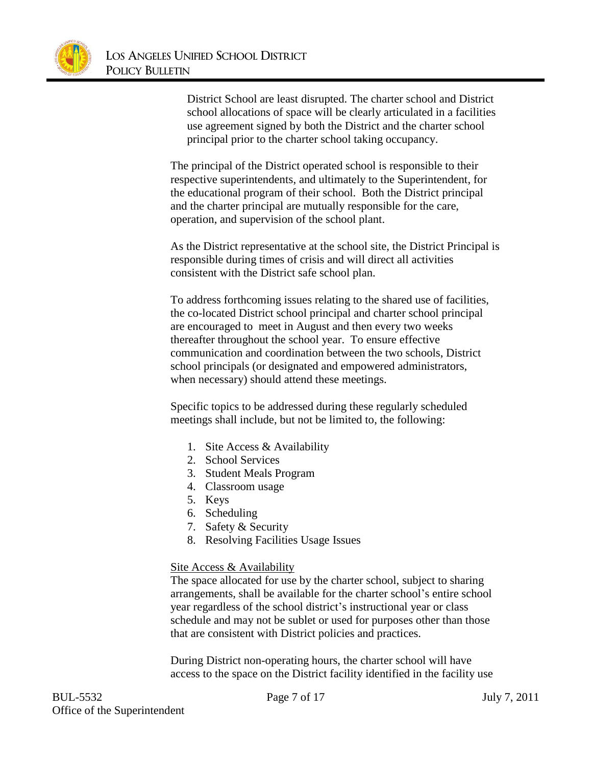District School are least disrupted. The charter school and District school allocations of space will be clearly articulated in a facilities use agreement signed by both the District and the charter school principal prior to the charter school taking occupancy.

The principal of the District operated school is responsible to their respective superintendents, and ultimately to the Superintendent, for the educational program of their school. Both the District principal and the charter principal are mutually responsible for the care, operation, and supervision of the school plant.

As the District representative at the school site, the District Principal is responsible during times of crisis and will direct all activities consistent with the District safe school plan.

To address forthcoming issues relating to the shared use of facilities, the co-located District school principal and charter school principal are encouraged to meet in August and then every two weeks thereafter throughout the school year. To ensure effective communication and coordination between the two schools, District school principals (or designated and empowered administrators, when necessary) should attend these meetings.

Specific topics to be addressed during these regularly scheduled meetings shall include, but not be limited to, the following:

1. Site Access & Availability
2. School Services
3. Student Meals Program
4. Classroom usage
5. Keys
6. Scheduling
7. Safety & Security
8. Resolving Facilities Usage Issues

<u>Site Access & Availability</u>
The space allocated for use by the charter school, subject to sharing arrangements, shall be available for the charter school's entire school year regardless of the school district's instructional year or class schedule and may not be sublet or used for purposes other than those that are consistent with District policies and practices.

During District non-operating hours, the charter school will have access to the space on the District facility identified in the facility use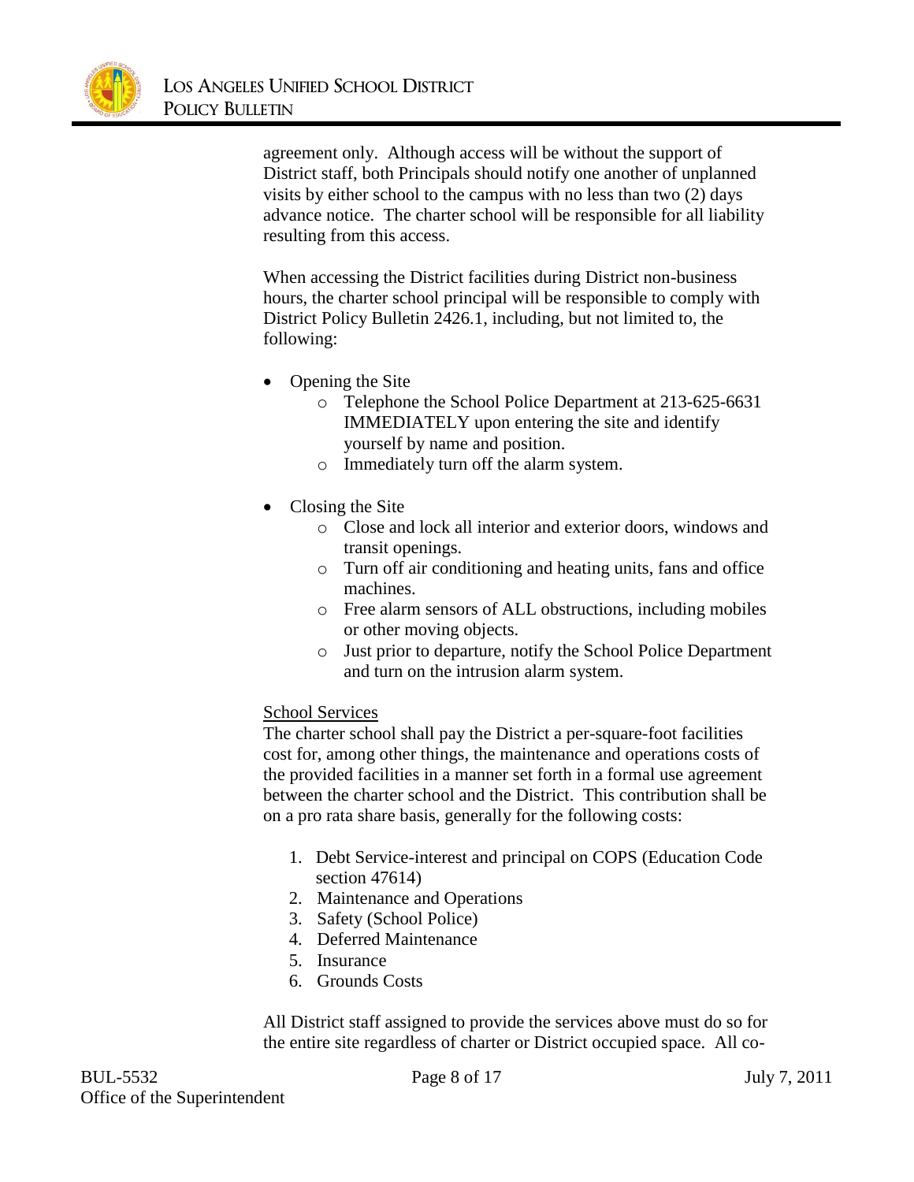agreement only. Although access will be without the support of District staff, both Principals should notify one another of unplanned visits by either school to the campus with no less than two (2) days advance notice. The charter school will be responsible for all liability resulting from this access.

When accessing the District facilities during District non-business hours, the charter school principal will be responsible to comply with District Policy Bulletin 2426.1, including, but not limited to, the following:

- Opening the Site
  - Telephone the School Police Department at 213-625-6631 IMMEDIATELY upon entering the site and identify yourself by name and position.
  - Immediately turn off the alarm system.

- Closing the Site
  - Close and lock all interior and exterior doors, windows and transit openings.
  - Turn off air conditioning and heating units, fans and office machines.
  - Free alarm sensors of ALL obstructions, including mobiles or other moving objects.
  - Just prior to departure, notify the School Police Department and turn on the intrusion alarm system.

<u>School Services</u>

The charter school shall pay the District a per-square-foot facilities cost for, among other things, the maintenance and operations costs of the provided facilities in a manner set forth in a formal use agreement between the charter school and the District. This contribution shall be on a pro rata share basis, generally for the following costs:

1. Debt Service-interest and principal on COPS (Education Code section 47614)
2. Maintenance and Operations
3. Safety (School Police)
4. Deferred Maintenance
5. Insurance
6. Grounds Costs

All District staff assigned to provide the services above must do so for the entire site regardless of charter or District occupied space. All co-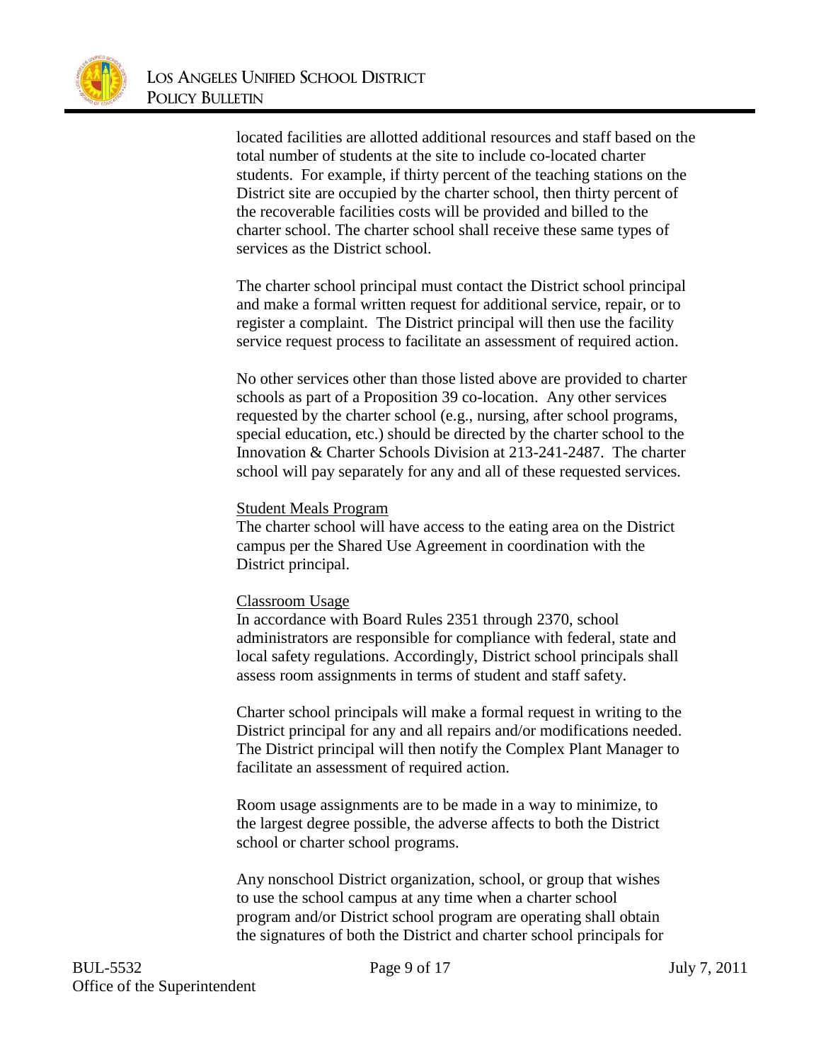located facilities are allotted additional resources and staff based on the total number of students at the site to include co-located charter students. For example, if thirty percent of the teaching stations on the District site are occupied by the charter school, then thirty percent of the recoverable facilities costs will be provided and billed to the charter school. The charter school shall receive these same types of services as the District school.

The charter school principal must contact the District school principal and make a formal written request for additional service, repair, or to register a complaint. The District principal will then use the facility service request process to facilitate an assessment of required action.

No other services other than those listed above are provided to charter schools as part of a Proposition 39 co-location. Any other services requested by the charter school (e.g., nursing, after school programs, special education, etc.) should be directed by the charter school to the Innovation & Charter Schools Division at 213-241-2487. The charter school will pay separately for any and all of these requested services.

<u>Student Meals Program</u>

The charter school will have access to the eating area on the District campus per the Shared Use Agreement in coordination with the District principal.

<u>Classroom Usage</u>

In accordance with Board Rules 2351 through 2370, school administrators are responsible for compliance with federal, state and local safety regulations. Accordingly, District school principals shall assess room assignments in terms of student and staff safety.

Charter school principals will make a formal request in writing to the District principal for any and all repairs and/or modifications needed. The District principal will then notify the Complex Plant Manager to facilitate an assessment of required action.

Room usage assignments are to be made in a way to minimize, to the largest degree possible, the adverse affects to both the District school or charter school programs.

Any nonschool District organization, school, or group that wishes to use the school campus at any time when a charter school program and/or District school program are operating shall obtain the signatures of both the District and charter school principals for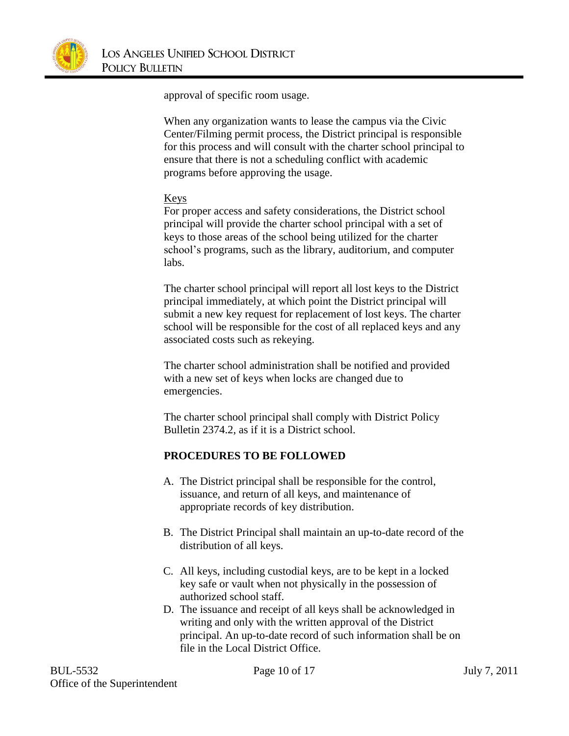approval of specific room usage.

When any organization wants to lease the campus via the Civic Center/Filming permit process, the District principal is responsible for this process and will consult with the charter school principal to ensure that there is not a scheduling conflict with academic programs before approving the usage.

Keys

For proper access and safety considerations, the District school principal will provide the charter school principal with a set of keys to those areas of the school being utilized for the charter school's programs, such as the library, auditorium, and computer labs.

The charter school principal will report all lost keys to the District principal immediately, at which point the District principal will submit a new key request for replacement of lost keys. The charter school will be responsible for the cost of all replaced keys and any associated costs such as rekeying.

The charter school administration shall be notified and provided with a new set of keys when locks are changed due to emergencies.

The charter school principal shall comply with District Policy Bulletin 2374.2, as if it is a District school.

**PROCEDURES TO BE FOLLOWED**

A. The District principal shall be responsible for the control, issuance, and return of all keys, and maintenance of appropriate records of key distribution.

B. The District Principal shall maintain an up-to-date record of the distribution of all keys.

C. All keys, including custodial keys, are to be kept in a locked key safe or vault when not physically in the possession of authorized school staff.

D. The issuance and receipt of all keys shall be acknowledged in writing and only with the written approval of the District principal. An up-to-date record of such information shall be on file in the Local District Office.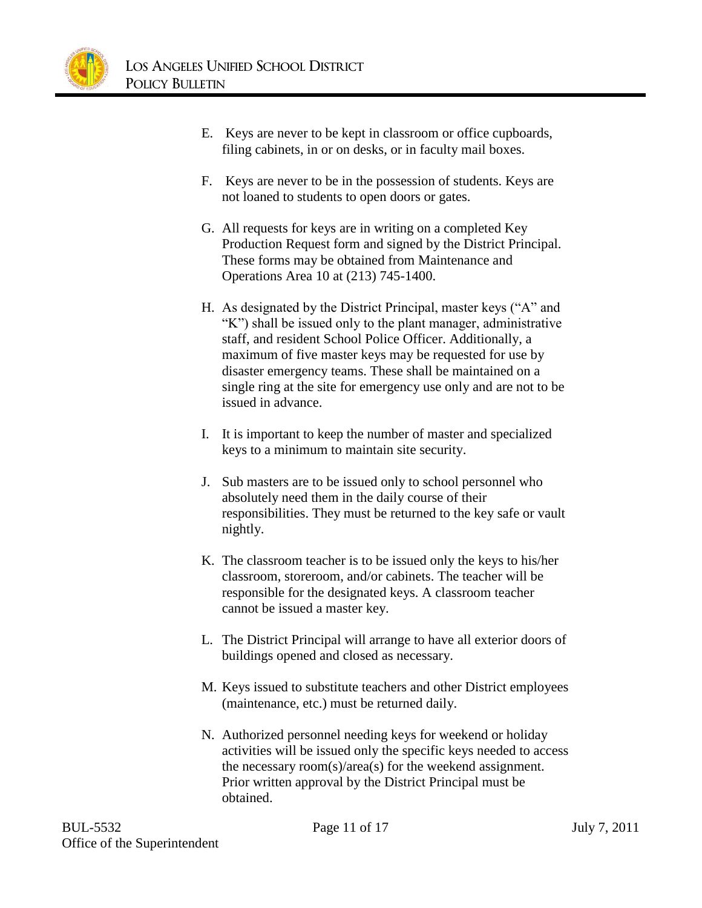E. Keys are never to be kept in classroom or office cupboards, filing cabinets, in or on desks, or in faculty mail boxes.

F. Keys are never to be in the possession of students. Keys are not loaned to students to open doors or gates.

G. All requests for keys are in writing on a completed Key Production Request form and signed by the District Principal. These forms may be obtained from Maintenance and Operations Area 10 at (213) 745-1400.

H. As designated by the District Principal, master keys ("A" and "K") shall be issued only to the plant manager, administrative staff, and resident School Police Officer. Additionally, a maximum of five master keys may be requested for use by disaster emergency teams. These shall be maintained on a single ring at the site for emergency use only and are not to be issued in advance.

I. It is important to keep the number of master and specialized keys to a minimum to maintain site security.

J. Sub masters are to be issued only to school personnel who absolutely need them in the daily course of their responsibilities. They must be returned to the key safe or vault nightly.

K. The classroom teacher is to be issued only the keys to his/her classroom, storeroom, and/or cabinets. The teacher will be responsible for the designated keys. A classroom teacher cannot be issued a master key.

L. The District Principal will arrange to have all exterior doors of buildings opened and closed as necessary.

M. Keys issued to substitute teachers and other District employees (maintenance, etc.) must be returned daily.

N. Authorized personnel needing keys for weekend or holiday activities will be issued only the specific keys needed to access the necessary room(s)/area(s) for the weekend assignment. Prior written approval by the District Principal must be obtained.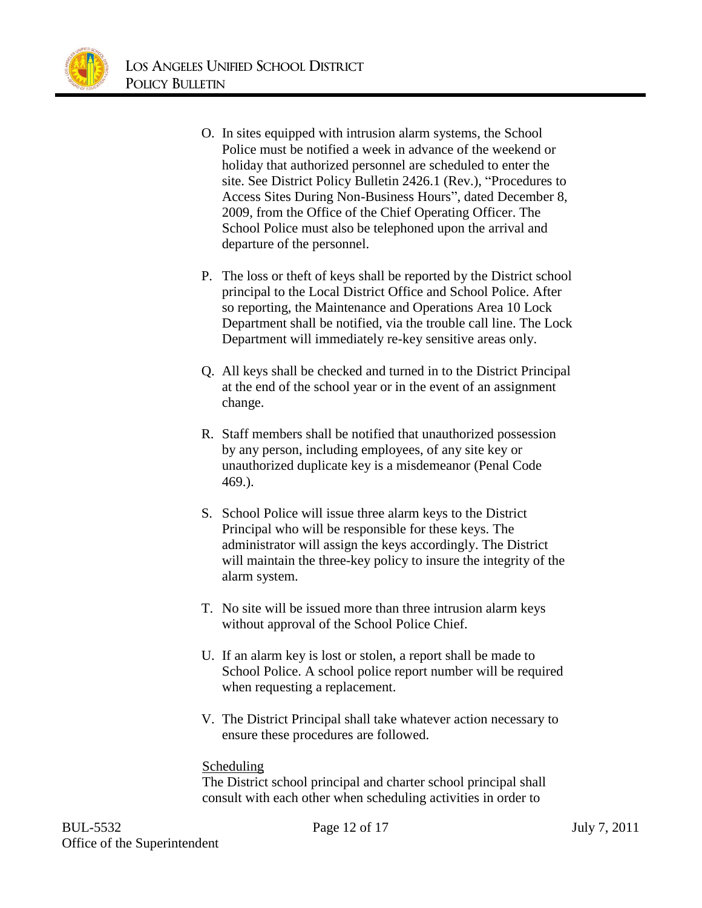O. In sites equipped with intrusion alarm systems, the School Police must be notified a week in advance of the weekend or holiday that authorized personnel are scheduled to enter the site. See District Policy Bulletin 2426.1 (Rev.), "Procedures to Access Sites During Non-Business Hours", dated December 8, 2009, from the Office of the Chief Operating Officer. The School Police must also be telephoned upon the arrival and departure of the personnel.

P. The loss or theft of keys shall be reported by the District school principal to the Local District Office and School Police. After so reporting, the Maintenance and Operations Area 10 Lock Department shall be notified, via the trouble call line. The Lock Department will immediately re-key sensitive areas only.

Q. All keys shall be checked and turned in to the District Principal at the end of the school year or in the event of an assignment change.

R. Staff members shall be notified that unauthorized possession by any person, including employees, of any site key or unauthorized duplicate key is a misdemeanor (Penal Code 469.).

S. School Police will issue three alarm keys to the District Principal who will be responsible for these keys. The administrator will assign the keys accordingly. The District will maintain the three-key policy to insure the integrity of the alarm system.

T. No site will be issued more than three intrusion alarm keys without approval of the School Police Chief.

U. If an alarm key is lost or stolen, a report shall be made to School Police. A school police report number will be required when requesting a replacement.

V. The District Principal shall take whatever action necessary to ensure these procedures are followed.

<u>Scheduling</u>

The District school principal and charter school principal shall consult with each other when scheduling activities in order to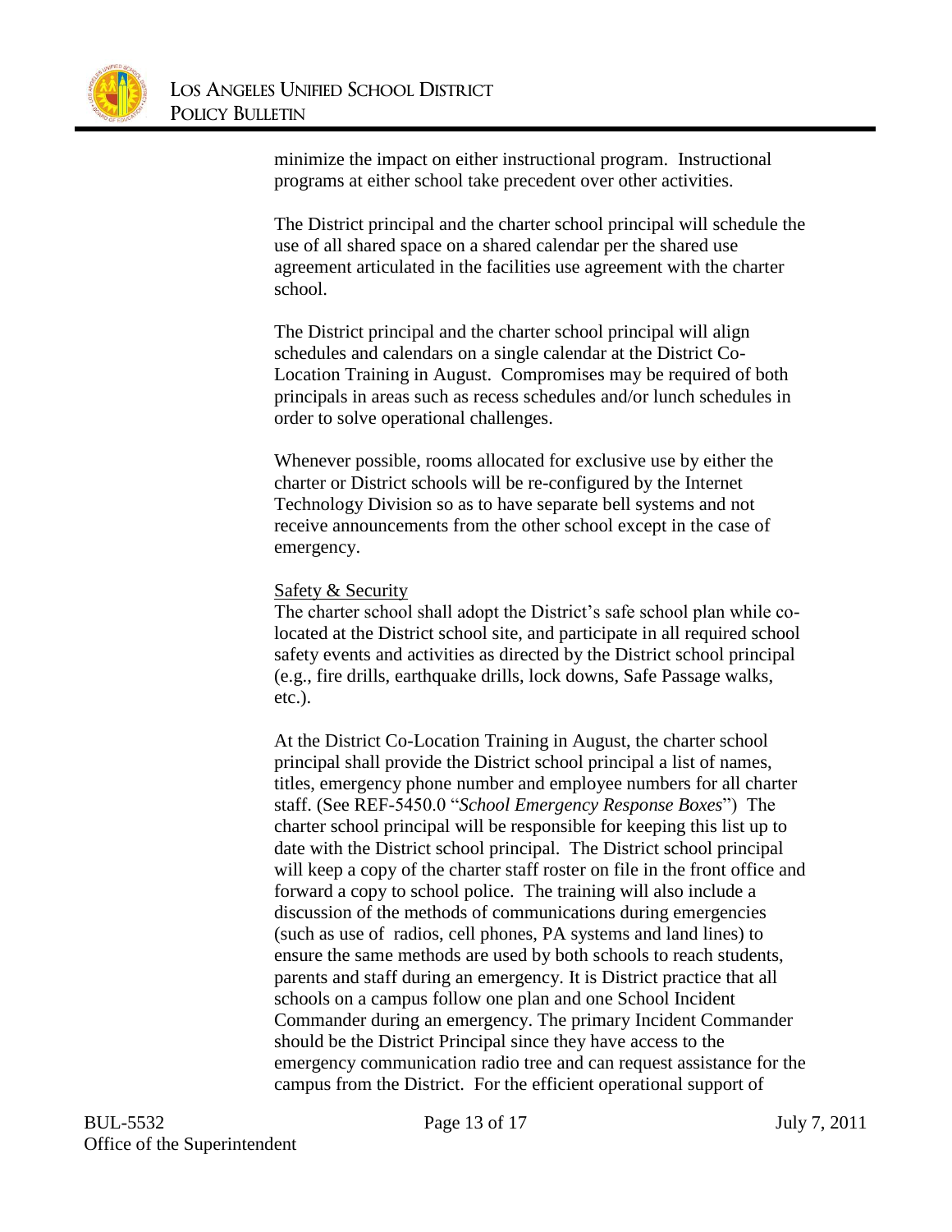minimize the impact on either instructional program. Instructional programs at either school take precedent over other activities.

The District principal and the charter school principal will schedule the use of all shared space on a shared calendar per the shared use agreement articulated in the facilities use agreement with the charter school.

The District principal and the charter school principal will align schedules and calendars on a single calendar at the District Co-Location Training in August. Compromises may be required of both principals in areas such as recess schedules and/or lunch schedules in order to solve operational challenges.

Whenever possible, rooms allocated for exclusive use by either the charter or District schools will be re-configured by the Internet Technology Division so as to have separate bell systems and not receive announcements from the other school except in the case of emergency.

<u>Safety & Security</u>

The charter school shall adopt the District's safe school plan while co-located at the District school site, and participate in all required school safety events and activities as directed by the District school principal (e.g., fire drills, earthquake drills, lock downs, Safe Passage walks, etc.).

At the District Co-Location Training in August, the charter school principal shall provide the District school principal a list of names, titles, emergency phone number and employee numbers for all charter staff. (See REF-5450.0 "*School Emergency Response Boxes*") The charter school principal will be responsible for keeping this list up to date with the District school principal. The District school principal will keep a copy of the charter staff roster on file in the front office and forward a copy to school police. The training will also include a discussion of the methods of communications during emergencies (such as use of radios, cell phones, PA systems and land lines) to ensure the same methods are used by both schools to reach students, parents and staff during an emergency. It is District practice that all schools on a campus follow one plan and one School Incident Commander during an emergency. The primary Incident Commander should be the District Principal since they have access to the emergency communication radio tree and can request assistance for the campus from the District. For the efficient operational support of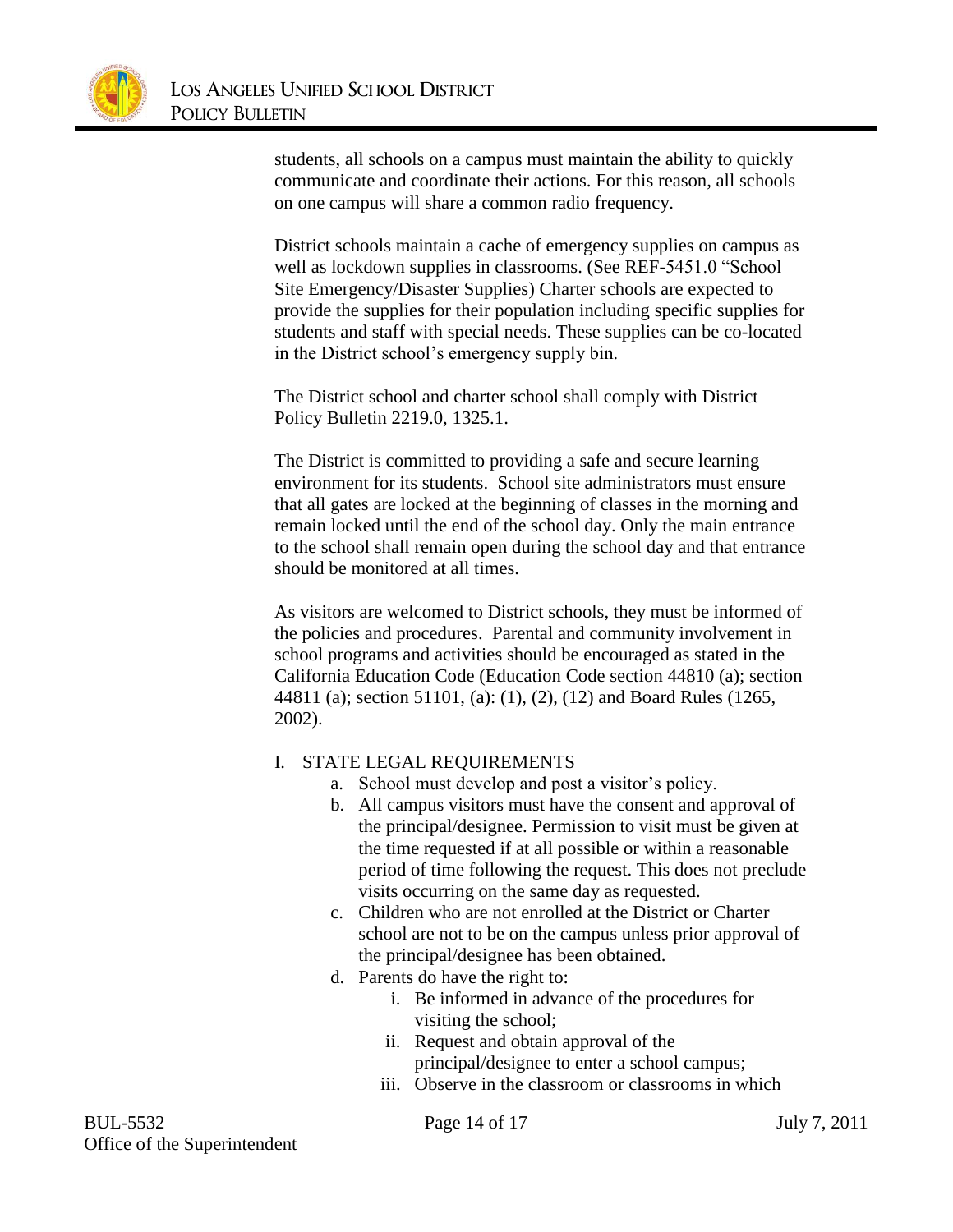students, all schools on a campus must maintain the ability to quickly communicate and coordinate their actions. For this reason, all schools on one campus will share a common radio frequency.

District schools maintain a cache of emergency supplies on campus as well as lockdown supplies in classrooms. (See REF-5451.0 "School Site Emergency/Disaster Supplies) Charter schools are expected to provide the supplies for their population including specific supplies for students and staff with special needs. These supplies can be co-located in the District school's emergency supply bin.

The District school and charter school shall comply with District Policy Bulletin 2219.0, 1325.1.

The District is committed to providing a safe and secure learning environment for its students. School site administrators must ensure that all gates are locked at the beginning of classes in the morning and remain locked until the end of the school day. Only the main entrance to the school shall remain open during the school day and that entrance should be monitored at all times.

As visitors are welcomed to District schools, they must be informed of the policies and procedures. Parental and community involvement in school programs and activities should be encouraged as stated in the California Education Code (Education Code section 44810 (a); section 44811 (a); section 51101, (a): (1), (2), (12) and Board Rules (1265, 2002).

I. STATE LEGAL REQUIREMENTS
   a. School must develop and post a visitor's policy.
   b. All campus visitors must have the consent and approval of the principal/designee. Permission to visit must be given at the time requested if at all possible or within a reasonable period of time following the request. This does not preclude visits occurring on the same day as requested.
   c. Children who are not enrolled at the District or Charter school are not to be on the campus unless prior approval of the principal/designee has been obtained.
   d. Parents do have the right to:
      i. Be informed in advance of the procedures for visiting the school;
      ii. Request and obtain approval of the principal/designee to enter a school campus;
      iii. Observe in the classroom or classrooms in which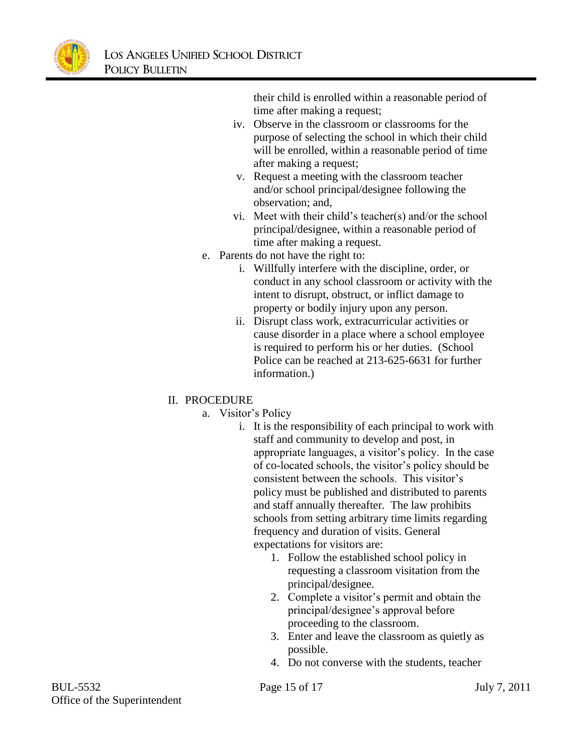their child is enrolled within a reasonable period of time after making a request;

iv. Observe in the classroom or classrooms for the purpose of selecting the school in which their child will be enrolled, within a reasonable period of time after making a request;

v. Request a meeting with the classroom teacher and/or school principal/designee following the observation; and,

vi. Meet with their child's teacher(s) and/or the school principal/designee, within a reasonable period of time after making a request.

e. Parents do not have the right to:

i. Willfully interfere with the discipline, order, or conduct in any school classroom or activity with the intent to disrupt, obstruct, or inflict damage to property or bodily injury upon any person.

ii. Disrupt class work, extracurricular activities or cause disorder in a place where a school employee is required to perform his or her duties. (School Police can be reached at 213-625-6631 for further information.)

## II. PROCEDURE

a. Visitor's Policy

i. It is the responsibility of each principal to work with staff and community to develop and post, in appropriate languages, a visitor's policy. In the case of co-located schools, the visitor's policy should be consistent between the schools. This visitor's policy must be published and distributed to parents and staff annually thereafter. The law prohibits schools from setting arbitrary time limits regarding frequency and duration of visits. General expectations for visitors are:

1. Follow the established school policy in requesting a classroom visitation from the principal/designee.
2. Complete a visitor's permit and obtain the principal/designee's approval before proceeding to the classroom.
3. Enter and leave the classroom as quietly as possible.
4. Do not converse with the students, teacher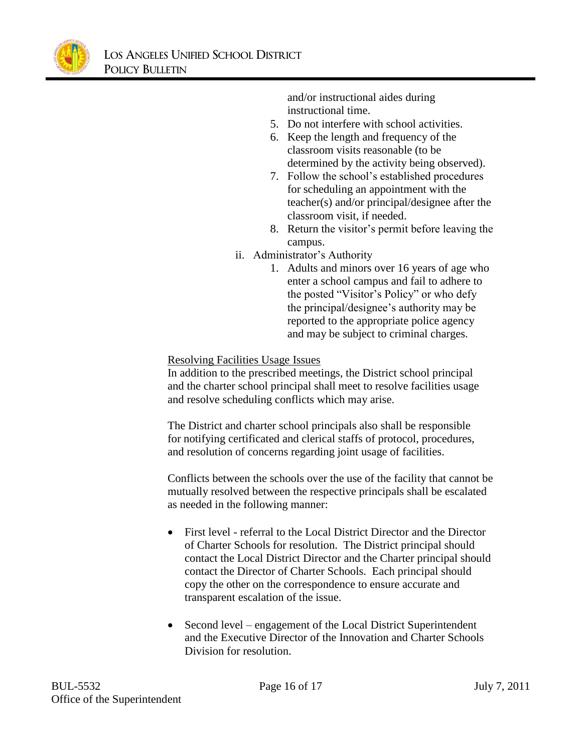and/or instructional aides during instructional time.

5. Do not interfere with school activities.
6. Keep the length and frequency of the classroom visits reasonable (to be determined by the activity being observed).
7. Follow the school's established procedures for scheduling an appointment with the teacher(s) and/or principal/designee after the classroom visit, if needed.
8. Return the visitor's permit before leaving the campus.

ii. Administrator's Authority

1. Adults and minors over 16 years of age who enter a school campus and fail to adhere to the posted "Visitor's Policy" or who defy the principal/designee's authority may be reported to the appropriate police agency and may be subject to criminal charges.

<u>Resolving Facilities Usage Issues</u>

In addition to the prescribed meetings, the District school principal and the charter school principal shall meet to resolve facilities usage and resolve scheduling conflicts which may arise.

The District and charter school principals also shall be responsible for notifying certificated and clerical staffs of protocol, procedures, and resolution of concerns regarding joint usage of facilities.

Conflicts between the schools over the use of the facility that cannot be mutually resolved between the respective principals shall be escalated as needed in the following manner:

- First level - referral to the Local District Director and the Director of Charter Schools for resolution. The District principal should contact the Local District Director and the Charter principal should contact the Director of Charter Schools. Each principal should copy the other on the correspondence to ensure accurate and transparent escalation of the issue.

- Second level – engagement of the Local District Superintendent and the Executive Director of the Innovation and Charter Schools Division for resolution.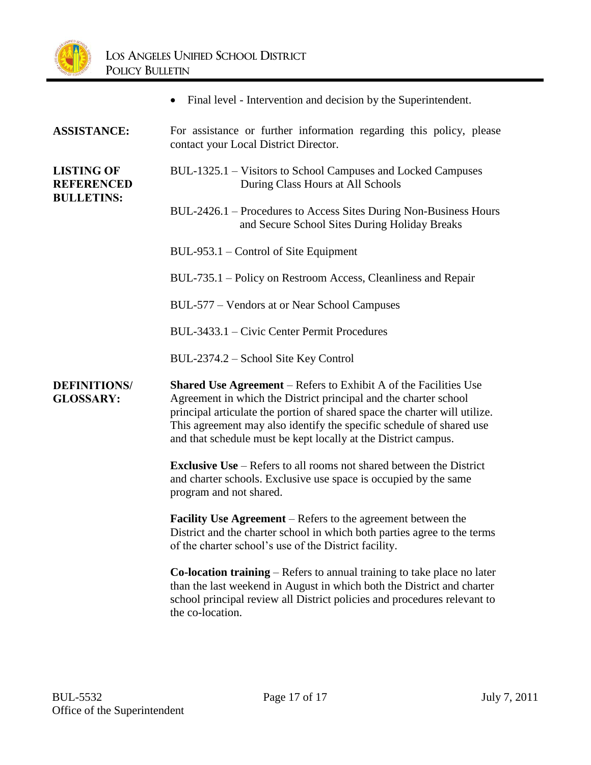- Final level - Intervention and decision by the Superintendent.

**ASSISTANCE:** For assistance or further information regarding this policy, please contact your Local District Director.

**LISTING OF REFERENCED BULLETINS:**

BUL-1325.1 – Visitors to School Campuses and Locked Campuses During Class Hours at All Schools

BUL-2426.1 – Procedures to Access Sites During Non-Business Hours and Secure School Sites During Holiday Breaks

BUL-953.1 – Control of Site Equipment

BUL-735.1 – Policy on Restroom Access, Cleanliness and Repair

BUL-577 – Vendors at or Near School Campuses

BUL-3433.1 – Civic Center Permit Procedures

BUL-2374.2 – School Site Key Control

**DEFINITIONS/ GLOSSARY:**

**Shared Use Agreement** – Refers to Exhibit A of the Facilities Use Agreement in which the District principal and the charter school principal articulate the portion of shared space the charter will utilize. This agreement may also identify the specific schedule of shared use and that schedule must be kept locally at the District campus.

**Exclusive Use** – Refers to all rooms not shared between the District and charter schools. Exclusive use space is occupied by the same program and not shared.

**Facility Use Agreement** – Refers to the agreement between the District and the charter school in which both parties agree to the terms of the charter school's use of the District facility.

**Co-location training** – Refers to annual training to take place no later than the last weekend in August in which both the District and charter school principal review all District policies and procedures relevant to the co-location.